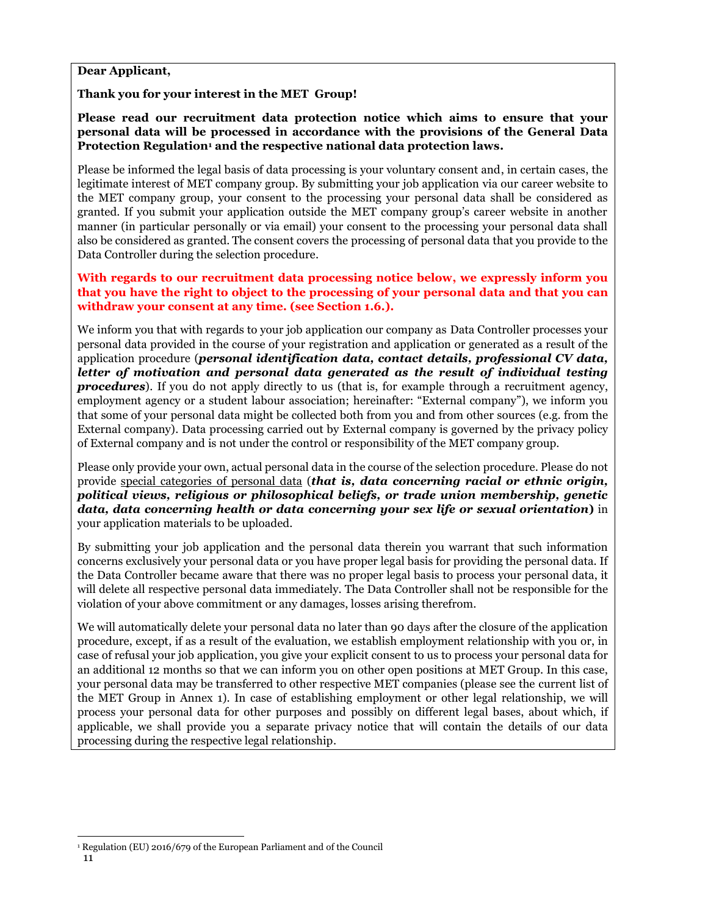**Dear Applicant,**

**Thank you for your interest in the MET Group!**

**Please read our recruitment data protection notice which aims to ensure that your personal data will be processed in accordance with the provisions of the General Data Protection Regulation[1] and the respective national data protection laws.**

Please be informed the legal basis of data processing is your voluntary consent and, in certain cases, the legitimate interest of MET company group. By submitting your job application via our career website to the MET company group, your consent to the processing your personal data shall be considered as granted. If you submit your application outside the MET company group's career website in another manner (in particular personally or via email) your consent to the processing your personal data shall also be considered as granted. The consent covers the processing of personal data that you provide to the Data Controller during the selection procedure.

**With regards to our recruitment data processing notice below, we expressly inform you that you have the right to object to the processing of your personal data and that you can withdraw your consent at any time. (see Section 1.6.).**

We inform you that with regards to your job application our company as Data Controller processes your personal data provided in the course of your registration and application or generated as a result of the application procedure (***personal identification data, contact details, professional CV data, letter of motivation and personal data generated as the result of individual testing procedures***). If you do not apply directly to us (that is, for example through a recruitment agency, employment agency or a student labour association; hereinafter: "External company"), we inform you that some of your personal data might be collected both from you and from other sources (e.g. from the External company). Data processing carried out by External company is governed by the privacy policy of External company and is not under the control or responsibility of the MET company group.

Please only provide your own, actual personal data in the course of the selection procedure. Please do not provide special categories of personal data (***that is, data concerning racial or ethnic origin, political views, religious or philosophical beliefs, or trade union membership, genetic data, data concerning health or data concerning your sex life or sexual orientation***) in your application materials to be uploaded.

By submitting your job application and the personal data therein you warrant that such information concerns exclusively your personal data or you have proper legal basis for providing the personal data. If the Data Controller became aware that there was no proper legal basis to process your personal data, it will delete all respective personal data immediately. The Data Controller shall not be responsible for the violation of your above commitment or any damages, losses arising therefrom.

We will automatically delete your personal data no later than 90 days after the closure of the application procedure, except, if as a result of the evaluation, we establish employment relationship with you or, in case of refusal your job application, you give your explicit consent to us to process your personal data for an additional 12 months so that we can inform you on other open positions at MET Group. In this case, your personal data may be transferred to other respective MET companies (please see the current list of the MET Group in Annex 1). In case of establishing employment or other legal relationship, we will process your personal data for other purposes and possibly on different legal bases, about which, if applicable, we shall provide you a separate privacy notice that will contain the details of our data processing during the respective legal relationship.

[1] Regulation (EU) 2016/679 of the European Parliament and of the Council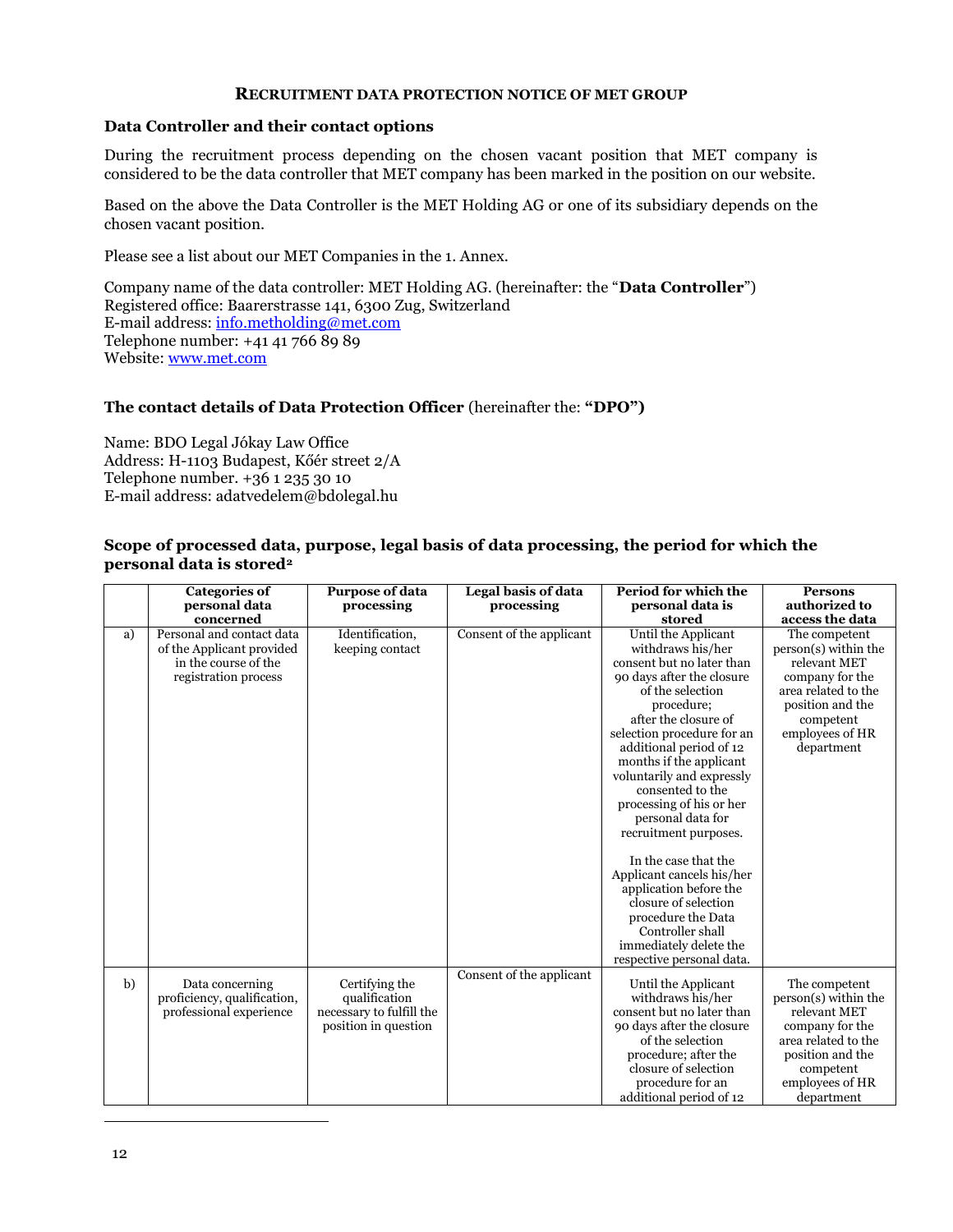### Recruitment data protection notice of MET Group

**Data Controller and their contact options**

During the recruitment process depending on the chosen vacant position that MET company is considered to be the data controller that MET company has been marked in the position on our website.

Based on the above the Data Controller is the MET Holding AG or one of its subsidiary depends on the chosen vacant position.

Please see a list about our MET Companies in the 1. Annex.

Company name of the data controller: MET Holding AG. (hereinafter: the "**Data Controller**")
Registered office: Baarerstrasse 141, 6300 Zug, Switzerland
E-mail address: info.metholding@met.com
Telephone number: +41 41 766 89 89
Website: www.met.com

**The contact details of Data Protection Officer** (hereinafter the: **"DPO")**

Name: BDO Legal Jókay Law Office
Address: H-1103 Budapest, Kőér street 2/A
Telephone number. +36 1 235 30 10
E-mail address: adatvedelem@bdolegal.hu

**Scope of processed data, purpose, legal basis of data processing, the period for which the personal data is stored**[2]

| | Categories of personal data concerned | Purpose of data processing | Legal basis of data processing | Period for which the personal data is stored | Persons authorized to access the data |
|---|---|---|---|---|---|
| a) | Personal and contact data of the Applicant provided in the course of the registration process | Identification, keeping contact | Consent of the applicant | Until the Applicant withdraws his/her consent but no later than 90 days after the closure of the selection procedure; after the closure of selection procedure for an additional period of 12 months if the applicant voluntarily and expressly consented to the processing of his or her personal data for recruitment purposes. In the case that the Applicant cancels his/her application before the closure of selection procedure the Data Controller shall immediately delete the respective personal data. | The competent person(s) within the relevant MET company for the area related to the position and the competent employees of HR department |
| b) | Data concerning proficiency, qualification, professional experience | Certifying the qualification necessary to fulfill the position in question | Consent of the applicant | Until the Applicant withdraws his/her consent but no later than 90 days after the closure of the selection procedure; after the closure of selection procedure for an additional period of 12 | The competent person(s) within the relevant MET company for the area related to the position and the competent employees of HR department |

12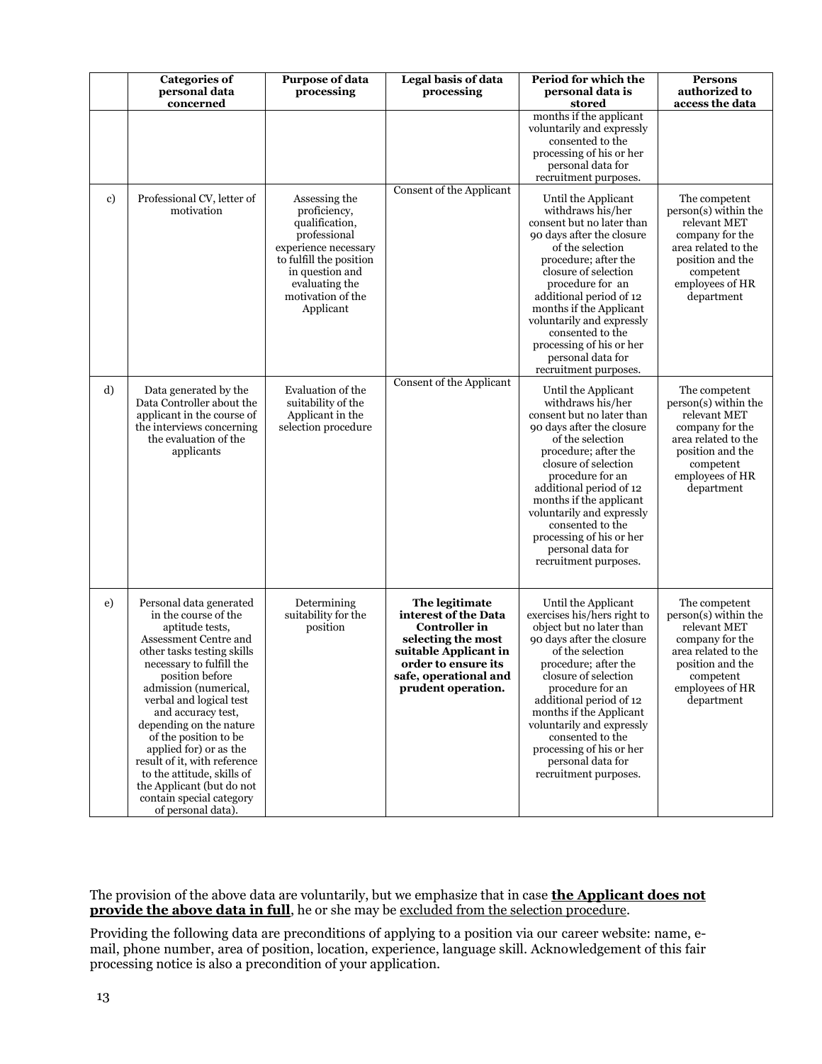|  | Categories of personal data concerned | Purpose of data processing | Legal basis of data processing | Period for which the personal data is stored | Persons authorized to access the data |
|---|---|---|---|---|---|
|  |  |  |  | months if the applicant voluntarily and expressly consented to the processing of his or her personal data for recruitment purposes. |  |
| c) | Professional CV, letter of motivation | Assessing the proficiency, qualification, professional experience necessary to fulfill the position in question and evaluating the motivation of the Applicant | Consent of the Applicant | Until the Applicant withdraws his/her consent but no later than 90 days after the closure of the selection procedure; after the closure of selection procedure for an additional period of 12 months if the Applicant voluntarily and expressly consented to the processing of his or her personal data for recruitment purposes. | The competent person(s) within the relevant MET company for the area related to the position and the competent employees of HR department |
| d) | Data generated by the Data Controller about the applicant in the course of the interviews concerning the evaluation of the applicants | Evaluation of the suitability of the Applicant in the selection procedure | Consent of the Applicant | Until the Applicant withdraws his/her consent but no later than 90 days after the closure of the selection procedure; after the closure of selection procedure for an additional period of 12 months if the applicant voluntarily and expressly consented to the processing of his or her personal data for recruitment purposes. | The competent person(s) within the relevant MET company for the area related to the position and the competent employees of HR department |
| e) | Personal data generated in the course of the aptitude tests, Assessment Centre and other tasks testing skills necessary to fulfill the position before admission (numerical, verbal and logical test and accuracy test, depending on the nature of the position to be applied for) or as the result of it, with reference to the attitude, skills of the Applicant (but do not contain special category of personal data). | Determining suitability for the position | **The legitimate interest of the Data Controller in selecting the most suitable Applicant in order to ensure its safe, operational and prudent operation.** | Until the Applicant exercises his/hers right to object but no later than 90 days after the closure of the selection procedure; after the closure of selection procedure for an additional period of 12 months if the Applicant voluntarily and expressly consented to the processing of his or her personal data for recruitment purposes. | The competent person(s) within the relevant MET company for the area related to the position and the competent employees of HR department |

The provision of the above data are voluntarily, but we emphasize that in case **the Applicant does not provide the above data in full**, he or she may be excluded from the selection procedure.

Providing the following data are preconditions of applying to a position via our career website: name, e-mail, phone number, area of position, location, experience, language skill. Acknowledgement of this fair processing notice is also a precondition of your application.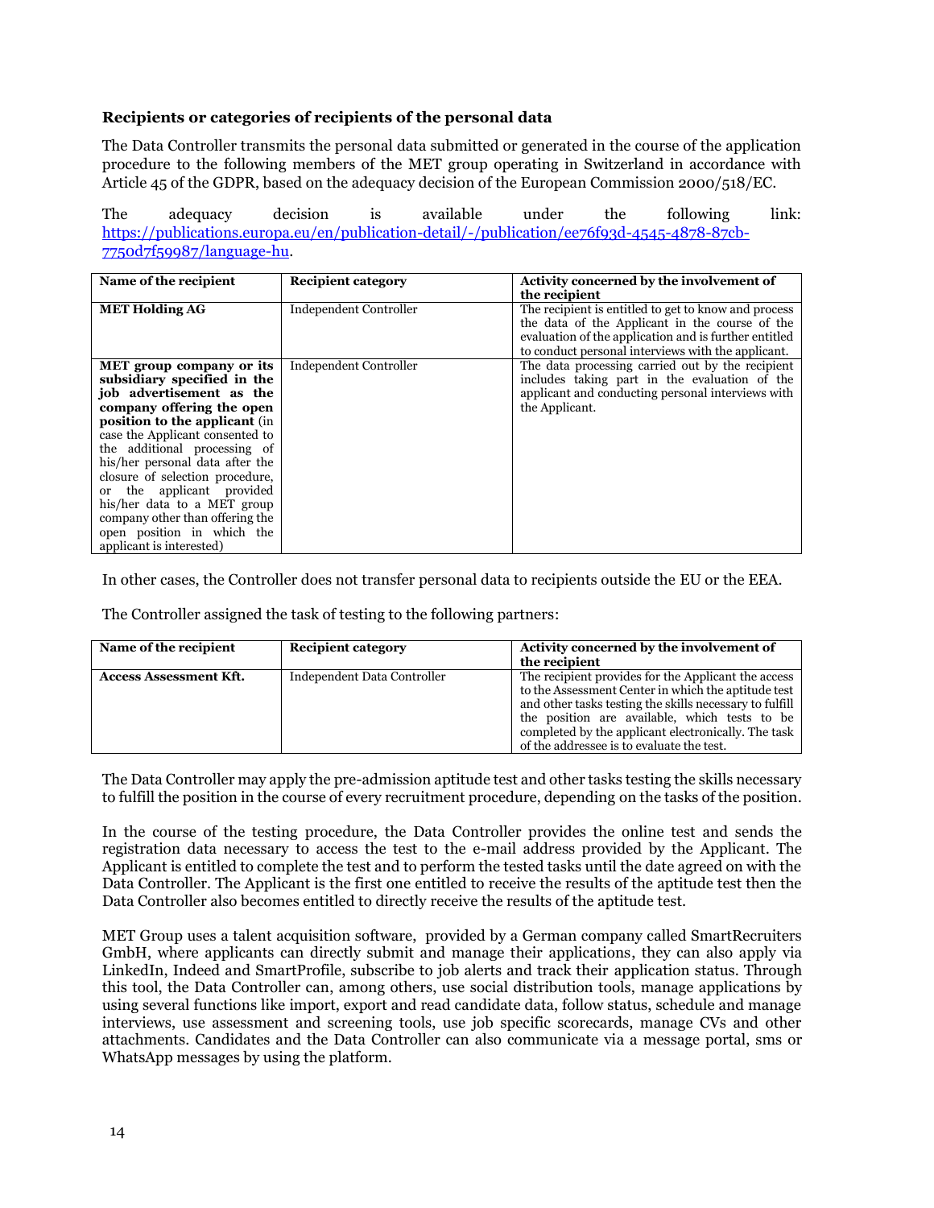**Recipients or categories of recipients of the personal data**

The Data Controller transmits the personal data submitted or generated in the course of the application procedure to the following members of the MET group operating in Switzerland in accordance with Article 45 of the GDPR, based on the adequacy decision of the European Commission 2000/518/EC.

The adequacy decision is available under the following link: [https://publications.europa.eu/en/publication-detail/-/publication/ee76f93d-4545-4878-87cb-7750d7f59987/language-hu](https://publications.europa.eu/en/publication-detail/-/publication/ee76f93d-4545-4878-87cb-7750d7f59987/language-hu).

| Name of the recipient | Recipient category | Activity concerned by the involvement of the recipient |
|---|---|---|
| **MET Holding AG** | Independent Controller | The recipient is entitled to get to know and process the data of the Applicant in the course of the evaluation of the application and is further entitled to conduct personal interviews with the applicant. |
| **MET group company or its subsidiary specified in the job advertisement as the company offering the open position to the applicant** (in case the Applicant consented to the additional processing of his/her personal data after the closure of selection procedure, or the applicant provided his/her data to a MET group company other than offering the open position in which the applicant is interested) | Independent Controller | The data processing carried out by the recipient includes taking part in the evaluation of the applicant and conducting personal interviews with the Applicant. |

In other cases, the Controller does not transfer personal data to recipients outside the EU or the EEA.

The Controller assigned the task of testing to the following partners:

| Name of the recipient | Recipient category | Activity concerned by the involvement of the recipient |
|---|---|---|
| **Access Assessment Kft.** | Independent Data Controller | The recipient provides for the Applicant the access to the Assessment Center in which the aptitude test and other tasks testing the skills necessary to fulfill the position are available, which tests to be completed by the applicant electronically. The task of the addressee is to evaluate the test. |

The Data Controller may apply the pre-admission aptitude test and other tasks testing the skills necessary to fulfill the position in the course of every recruitment procedure, depending on the tasks of the position.

In the course of the testing procedure, the Data Controller provides the online test and sends the registration data necessary to access the test to the e-mail address provided by the Applicant. The Applicant is entitled to complete the test and to perform the tested tasks until the date agreed on with the Data Controller. The Applicant is the first one entitled to receive the results of the aptitude test then the Data Controller also becomes entitled to directly receive the results of the aptitude test.

MET Group uses a talent acquisition software, provided by a German company called SmartRecruiters GmbH, where applicants can directly submit and manage their applications, they can also apply via LinkedIn, Indeed and SmartProfile, subscribe to job alerts and track their application status. Through this tool, the Data Controller can, among others, use social distribution tools, manage applications by using several functions like import, export and read candidate data, follow status, schedule and manage interviews, use assessment and screening tools, use job specific scorecards, manage CVs and other attachments. Candidates and the Data Controller can also communicate via a message portal, sms or WhatsApp messages by using the platform.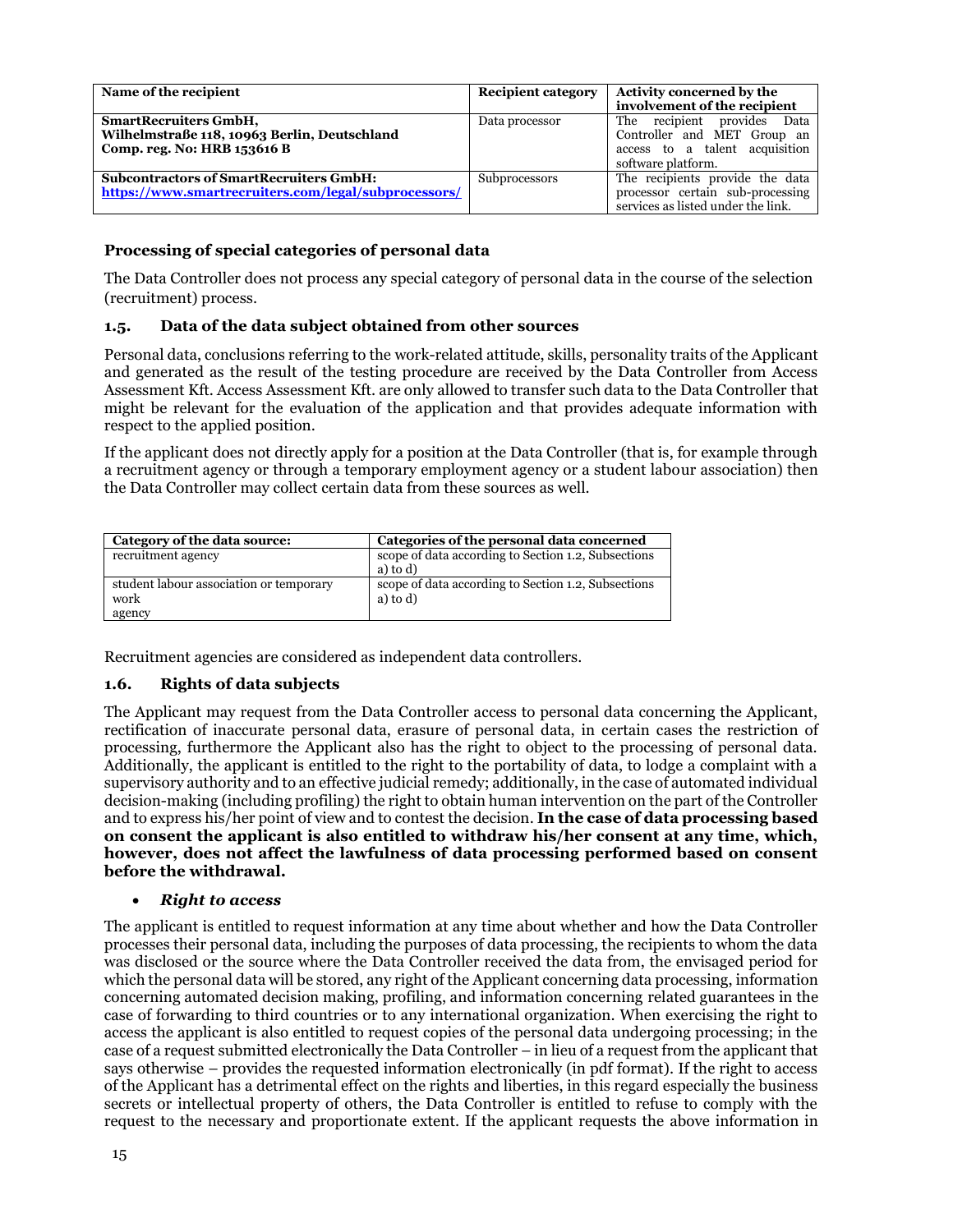| Name of the recipient | Recipient category | Activity concerned by the involvement of the recipient |
|---|---|---|
| **SmartRecruiters GmbH, Wilhelmstraße 118, 10963 Berlin, Deutschland Comp. reg. No: HRB 153616 B** | Data processor | The recipient provides Data Controller and MET Group an access to a talent acquisition software platform. |
| **Subcontractors of SmartRecruiters GmbH: [https://www.smartrecruiters.com/legal/subprocessors/](https://www.smartrecruiters.com/legal/subprocessors/)** | Subprocessors | The recipients provide the data processor certain sub-processing services as listed under the link. |

### Processing of special categories of personal data

The Data Controller does not process any special category of personal data in the course of the selection (recruitment) process.

### 1.5. Data of the data subject obtained from other sources

Personal data, conclusions referring to the work-related attitude, skills, personality traits of the Applicant and generated as the result of the testing procedure are received by the Data Controller from Access Assessment Kft. Access Assessment Kft. are only allowed to transfer such data to the Data Controller that might be relevant for the evaluation of the application and that provides adequate information with respect to the applied position.

If the applicant does not directly apply for a position at the Data Controller (that is, for example through a recruitment agency or through a temporary employment agency or a student labour association) then the Data Controller may collect certain data from these sources as well.

| Category of the data source: | Categories of the personal data concerned |
|---|---|
| recruitment agency | scope of data according to Section 1.2, Subsections a) to d) |
| student labour association or temporary work agency | scope of data according to Section 1.2, Subsections a) to d) |

Recruitment agencies are considered as independent data controllers.

### 1.6. Rights of data subjects

The Applicant may request from the Data Controller access to personal data concerning the Applicant, rectification of inaccurate personal data, erasure of personal data, in certain cases the restriction of processing, furthermore the Applicant also has the right to object to the processing of personal data. Additionally, the applicant is entitled to the right to the portability of data, to lodge a complaint with a supervisory authority and to an effective judicial remedy; additionally, in the case of automated individual decision-making (including profiling) the right to obtain human intervention on the part of the Controller and to express his/her point of view and to contest the decision. **In the case of data processing based on consent the applicant is also entitled to withdraw his/her consent at any time, which, however, does not affect the lawfulness of data processing performed based on consent before the withdrawal.**

- ***Right to access***

The applicant is entitled to request information at any time about whether and how the Data Controller processes their personal data, including the purposes of data processing, the recipients to whom the data was disclosed or the source where the Data Controller received the data from, the envisaged period for which the personal data will be stored, any right of the Applicant concerning data processing, information concerning automated decision making, profiling, and information concerning related guarantees in the case of forwarding to third countries or to any international organization. When exercising the right to access the applicant is also entitled to request copies of the personal data undergoing processing; in the case of a request submitted electronically the Data Controller – in lieu of a request from the applicant that says otherwise – provides the requested information electronically (in pdf format). If the right to access of the Applicant has a detrimental effect on the rights and liberties, in this regard especially the business secrets or intellectual property of others, the Data Controller is entitled to refuse to comply with the request to the necessary and proportionate extent. If the applicant requests the above information in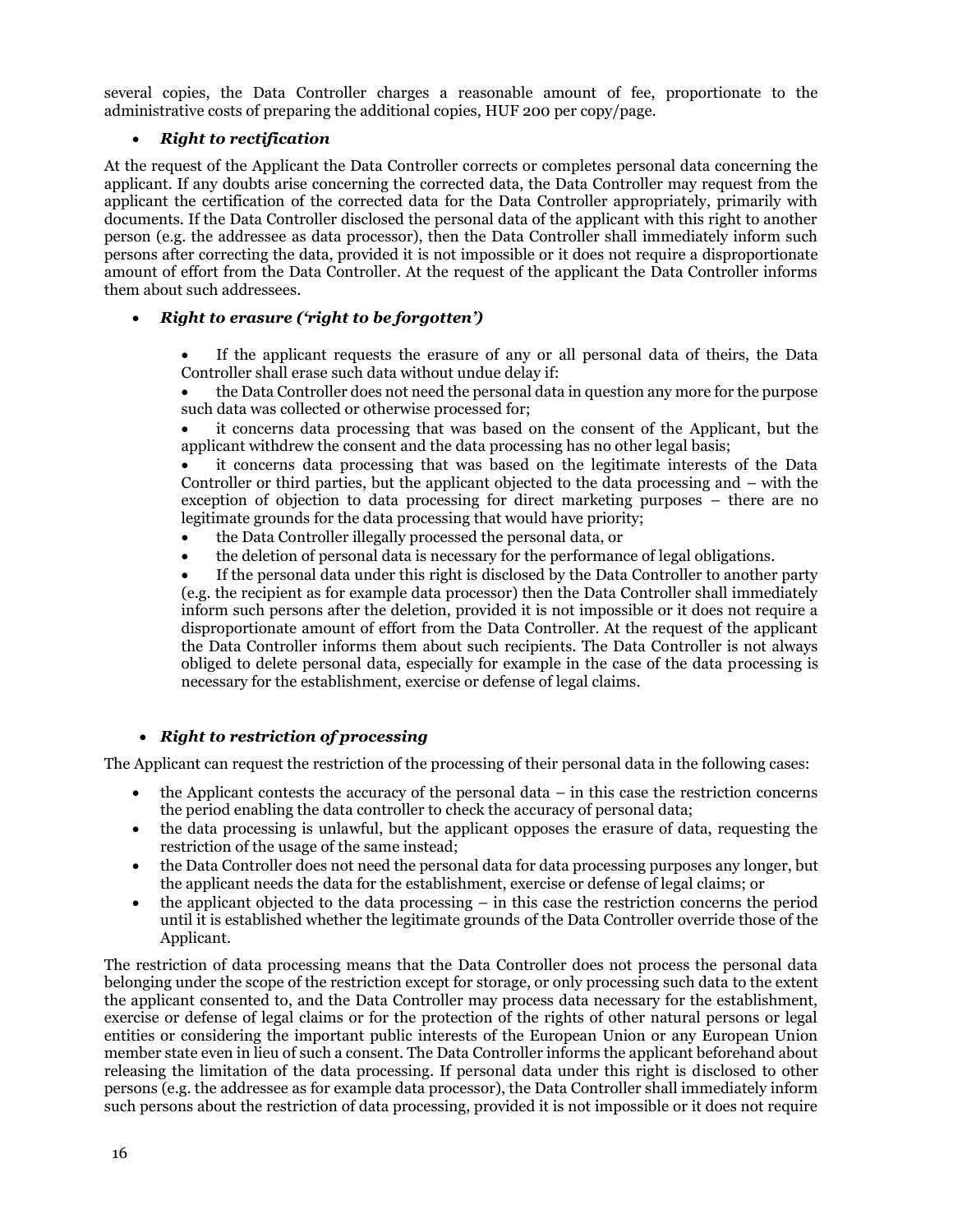several copies, the Data Controller charges a reasonable amount of fee, proportionate to the administrative costs of preparing the additional copies, HUF 200 per copy/page.

- ***Right to rectification***

At the request of the Applicant the Data Controller corrects or completes personal data concerning the applicant. If any doubts arise concerning the corrected data, the Data Controller may request from the applicant the certification of the corrected data for the Data Controller appropriately, primarily with documents. If the Data Controller disclosed the personal data of the applicant with this right to another person (e.g. the addressee as data processor), then the Data Controller shall immediately inform such persons after correcting the data, provided it is not impossible or it does not require a disproportionate amount of effort from the Data Controller. At the request of the applicant the Data Controller informs them about such addressees.

- ***Right to erasure ('right to be forgotten')***

  - If the applicant requests the erasure of any or all personal data of theirs, the Data Controller shall erase such data without undue delay if:
  - the Data Controller does not need the personal data in question any more for the purpose such data was collected or otherwise processed for;
  - it concerns data processing that was based on the consent of the Applicant, but the applicant withdrew the consent and the data processing has no other legal basis;
  - it concerns data processing that was based on the legitimate interests of the Data Controller or third parties, but the applicant objected to the data processing and – with the exception of objection to data processing for direct marketing purposes – there are no legitimate grounds for the data processing that would have priority;
  - the Data Controller illegally processed the personal data, or
  - the deletion of personal data is necessary for the performance of legal obligations.
  - If the personal data under this right is disclosed by the Data Controller to another party (e.g. the recipient as for example data processor) then the Data Controller shall immediately inform such persons after the deletion, provided it is not impossible or it does not require a disproportionate amount of effort from the Data Controller. At the request of the applicant the Data Controller informs them about such recipients. The Data Controller is not always obliged to delete personal data, especially for example in the case of the data processing is necessary for the establishment, exercise or defense of legal claims.

- ***Right to restriction of processing***

The Applicant can request the restriction of the processing of their personal data in the following cases:

- the Applicant contests the accuracy of the personal data – in this case the restriction concerns the period enabling the data controller to check the accuracy of personal data;
- the data processing is unlawful, but the applicant opposes the erasure of data, requesting the restriction of the usage of the same instead;
- the Data Controller does not need the personal data for data processing purposes any longer, but the applicant needs the data for the establishment, exercise or defense of legal claims; or
- the applicant objected to the data processing – in this case the restriction concerns the period until it is established whether the legitimate grounds of the Data Controller override those of the Applicant.

The restriction of data processing means that the Data Controller does not process the personal data belonging under the scope of the restriction except for storage, or only processing such data to the extent the applicant consented to, and the Data Controller may process data necessary for the establishment, exercise or defense of legal claims or for the protection of the rights of other natural persons or legal entities or considering the important public interests of the European Union or any European Union member state even in lieu of such a consent. The Data Controller informs the applicant beforehand about releasing the limitation of the data processing. If personal data under this right is disclosed to other persons (e.g. the addressee as for example data processor), the Data Controller shall immediately inform such persons about the restriction of data processing, provided it is not impossible or it does not require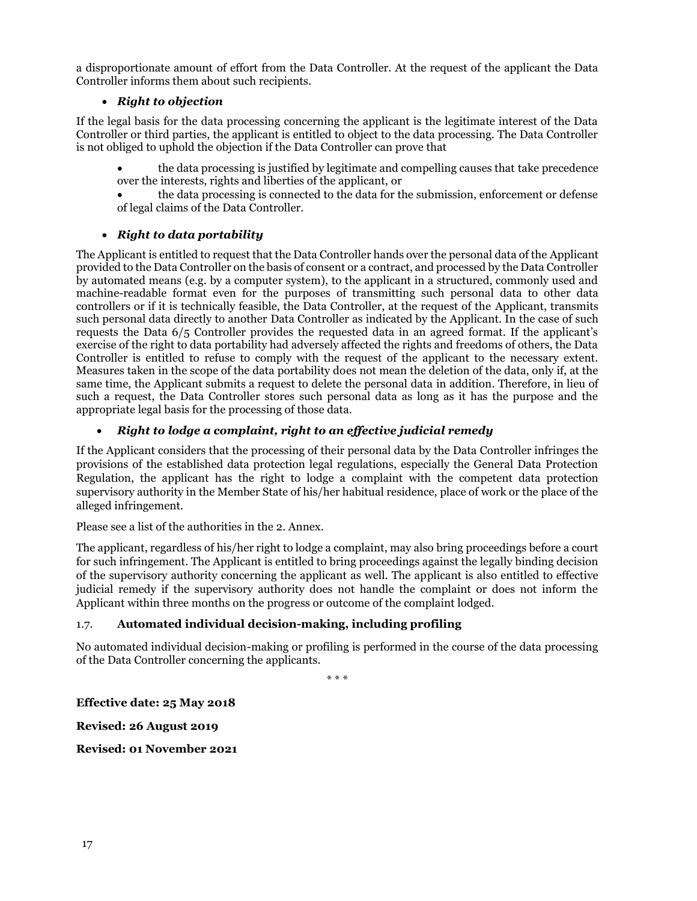a disproportionate amount of effort from the Data Controller. At the request of the applicant the Data Controller informs them about such recipients.

- ***Right to objection***

If the legal basis for the data processing concerning the applicant is the legitimate interest of the Data Controller or third parties, the applicant is entitled to object to the data processing. The Data Controller is not obliged to uphold the objection if the Data Controller can prove that

- the data processing is justified by legitimate and compelling causes that take precedence over the interests, rights and liberties of the applicant, or
- the data processing is connected to the data for the submission, enforcement or defense of legal claims of the Data Controller.

- ***Right to data portability***

The Applicant is entitled to request that the Data Controller hands over the personal data of the Applicant provided to the Data Controller on the basis of consent or a contract, and processed by the Data Controller by automated means (e.g. by a computer system), to the applicant in a structured, commonly used and machine-readable format even for the purposes of transmitting such personal data to other data controllers or if it is technically feasible, the Data Controller, at the request of the Applicant, transmits such personal data directly to another Data Controller as indicated by the Applicant. In the case of such requests the Data 6/5 Controller provides the requested data in an agreed format. If the applicant's exercise of the right to data portability had adversely affected the rights and freedoms of others, the Data Controller is entitled to refuse to comply with the request of the applicant to the necessary extent. Measures taken in the scope of the data portability does not mean the deletion of the data, only if, at the same time, the Applicant submits a request to delete the personal data in addition. Therefore, in lieu of such a request, the Data Controller stores such personal data as long as it has the purpose and the appropriate legal basis for the processing of those data.

- ***Right to lodge a complaint, right to an effective judicial remedy***

If the Applicant considers that the processing of their personal data by the Data Controller infringes the provisions of the established data protection legal regulations, especially the General Data Protection Regulation, the applicant has the right to lodge a complaint with the competent data protection supervisory authority in the Member State of his/her habitual residence, place of work or the place of the alleged infringement.

Please see a list of the authorities in the 2. Annex.

The applicant, regardless of his/her right to lodge a complaint, may also bring proceedings before a court for such infringement. The Applicant is entitled to bring proceedings against the legally binding decision of the supervisory authority concerning the applicant as well. The applicant is also entitled to effective judicial remedy if the supervisory authority does not handle the complaint or does not inform the Applicant within three months on the progress or outcome of the complaint lodged.

### 1.7. **Automated individual decision-making, including profiling**

No automated individual decision-making or profiling is performed in the course of the data processing of the Data Controller concerning the applicants.

\* \* \*

**Effective date: 25 May 2018**

**Revised: 26 August 2019**

**Revised: 01 November 2021**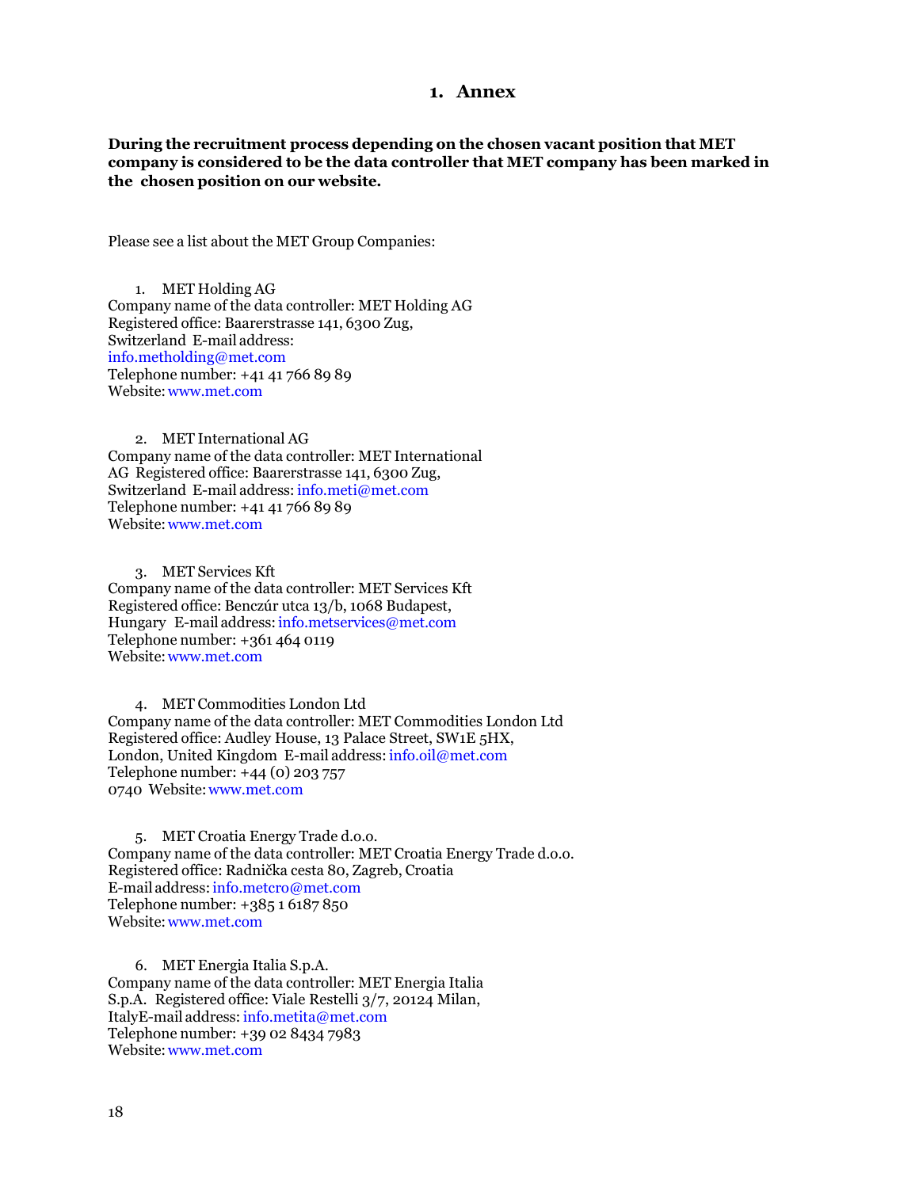# 1. Annex

**During the recruitment process depending on the chosen vacant position that MET company is considered to be the data controller that MET company has been marked in the chosen position on our website.**

Please see a list about the MET Group Companies:

1. MET Holding AG

Company name of the data controller: MET Holding AG
Registered office: Baarerstrasse 141, 6300 Zug, Switzerland E-mail address: info.metholding@met.com
Telephone number: +41 41 766 89 89
Website: www.met.com

2. MET International AG

Company name of the data controller: MET International AG Registered office: Baarerstrasse 141, 6300 Zug, Switzerland E-mail address: info.meti@met.com
Telephone number: +41 41 766 89 89
Website: www.met.com

3. MET Services Kft

Company name of the data controller: MET Services Kft
Registered office: Benczúr utca 13/b, 1068 Budapest, Hungary E-mail address: info.metservices@met.com
Telephone number: +361 464 0119
Website: www.met.com

4. MET Commodities London Ltd

Company name of the data controller: MET Commodities London Ltd
Registered office: Audley House, 13 Palace Street, SW1E 5HX, London, United Kingdom E-mail address: info.oil@met.com
Telephone number: +44 (0) 203 757 0740 Website: www.met.com

5. MET Croatia Energy Trade d.o.o.

Company name of the data controller: MET Croatia Energy Trade d.o.o.
Registered office: Radnička cesta 80, Zagreb, Croatia
E-mail address: info.metcro@met.com
Telephone number: +385 1 6187 850
Website: www.met.com

6. MET Energia Italia S.p.A.

Company name of the data controller: MET Energia Italia S.p.A. Registered office: Viale Restelli 3/7, 20124 Milan, ItalyE-mail address: info.metita@met.com
Telephone number: +39 02 8434 7983
Website: www.met.com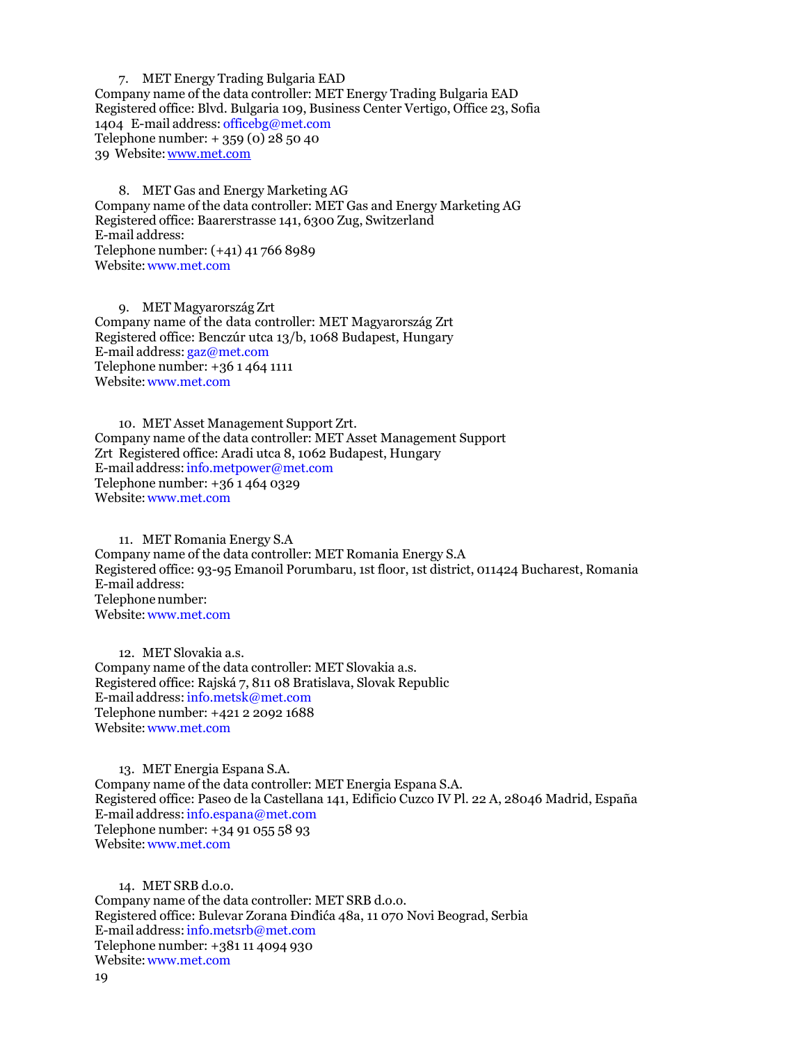7. MET Energy Trading Bulgaria EAD

Company name of the data controller: MET Energy Trading Bulgaria EAD
Registered office: Blvd. Bulgaria 109, Business Center Vertigo, Office 23, Sofia 1404 E-mail address: officebg@met.com
Telephone number: + 359 (0) 28 50 40 39 Website: www.met.com

8. MET Gas and Energy Marketing AG

Company name of the data controller: MET Gas and Energy Marketing AG
Registered office: Baarerstrasse 141, 6300 Zug, Switzerland
E-mail address:
Telephone number: (+41) 41 766 8989
Website: www.met.com

9. MET Magyarország Zrt

Company name of the data controller: MET Magyarország Zrt
Registered office: Benczúr utca 13/b, 1068 Budapest, Hungary
E-mail address: gaz@met.com
Telephone number: +36 1 464 1111
Website: www.met.com

10. MET Asset Management Support Zrt.

Company name of the data controller: MET Asset Management Support Zrt Registered office: Aradi utca 8, 1062 Budapest, Hungary
E-mail address: info.metpower@met.com
Telephone number: +36 1 464 0329
Website: www.met.com

11. MET Romania Energy S.A

Company name of the data controller: MET Romania Energy S.A
Registered office: 93-95 Emanoil Porumbaru, 1st floor, 1st district, 011424 Bucharest, Romania
E-mail address:
Telephone number:
Website: www.met.com

12. MET Slovakia a.s.

Company name of the data controller: MET Slovakia a.s.
Registered office: Rajská 7, 811 08 Bratislava, Slovak Republic
E-mail address: info.metsk@met.com
Telephone number: +421 2 2092 1688
Website: www.met.com

13. MET Energia Espana S.A.

Company name of the data controller: MET Energia Espana S.A.
Registered office: Paseo de la Castellana 141, Edificio Cuzco IV Pl. 22 A, 28046 Madrid, España
E-mail address: info.espana@met.com
Telephone number: +34 91 055 58 93
Website: www.met.com

14. MET SRB d.o.o.

Company name of the data controller: MET SRB d.o.o.
Registered office: Bulevar Zorana Đinđića 48a, 11 070 Novi Beograd, Serbia
E-mail address: info.metsrb@met.com
Telephone number: +381 11 4094 930
Website: www.met.com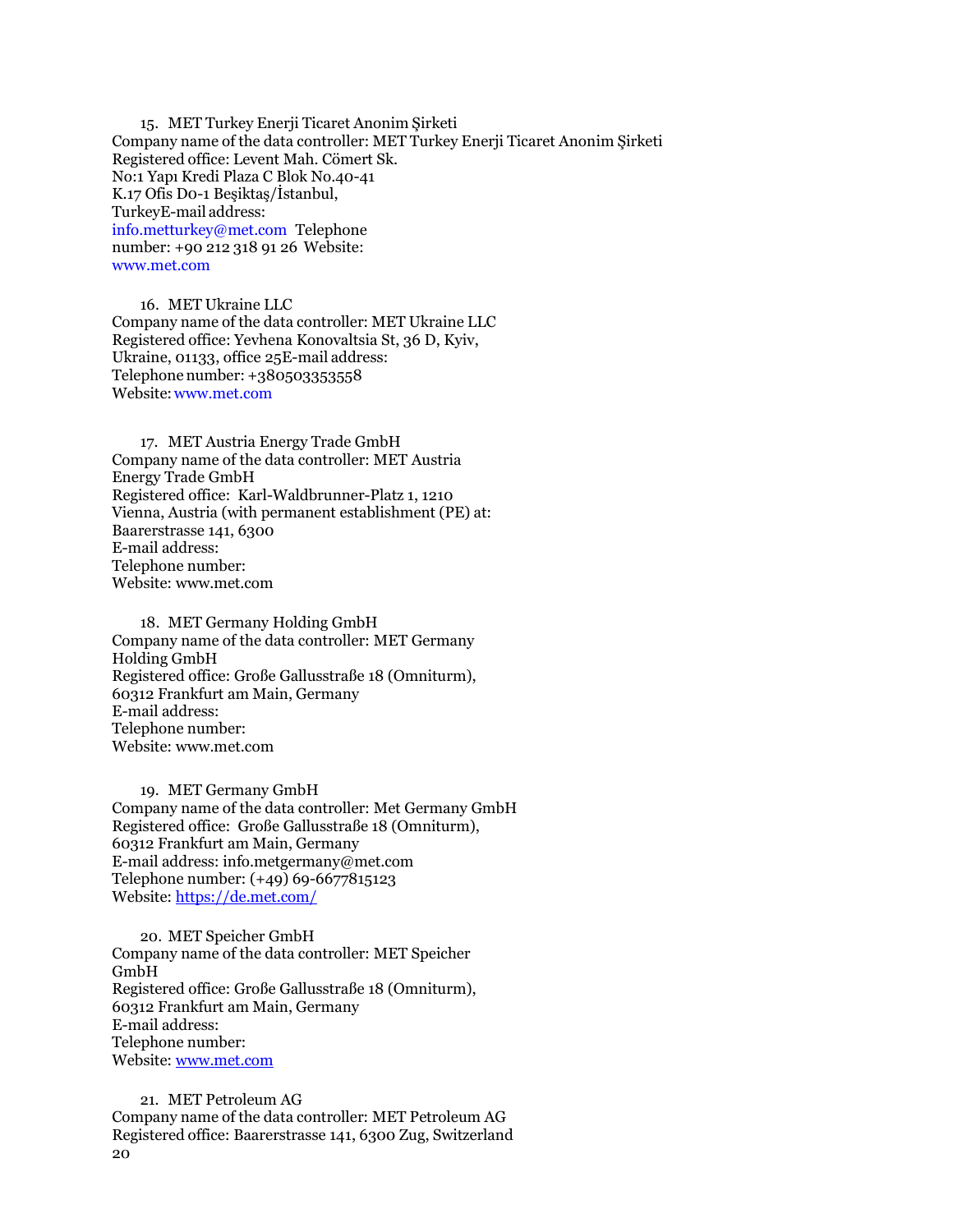15. MET Turkey Enerji Ticaret Anonim Şirketi

Company name of the data controller: MET Turkey Enerji Ticaret Anonim Şirketi
Registered office: Levent Mah. Cömert Sk.
No:1 Yapı Kredi Plaza C Blok No.40-41
K.17 Ofis D0-1 Beşiktaş/İstanbul,
TurkeyE-mail address:
info.metturkey@met.com Telephone
number: +90 212 318 91 26 Website:
www.met.com

16. MET Ukraine LLC

Company name of the data controller: MET Ukraine LLC
Registered office: Yevhena Konovaltsia St, 36 D, Kyiv,
Ukraine, 01133, office 25E-mail address:
Telephone number: +380503353558
Website: www.met.com

17. MET Austria Energy Trade GmbH

Company name of the data controller: MET Austria
Energy Trade GmbH
Registered office: Karl-Waldbrunner-Platz 1, 1210
Vienna, Austria (with permanent establishment (PE) at:
Baarerstrasse 141, 6300
E-mail address:
Telephone number:
Website: www.met.com

18. MET Germany Holding GmbH

Company name of the data controller: MET Germany
Holding GmbH
Registered office: Große Gallusstraße 18 (Omniturm),
60312 Frankfurt am Main, Germany
E-mail address:
Telephone number:
Website: www.met.com

19. MET Germany GmbH

Company name of the data controller: Met Germany GmbH
Registered office: Große Gallusstraße 18 (Omniturm),
60312 Frankfurt am Main, Germany
E-mail address: info.metgermany@met.com
Telephone number: (+49) 69-6677815123
Website: https://de.met.com/

20. MET Speicher GmbH

Company name of the data controller: MET Speicher
GmbH
Registered office: Große Gallusstraße 18 (Omniturm),
60312 Frankfurt am Main, Germany
E-mail address:
Telephone number:
Website: www.met.com

21. MET Petroleum AG

Company name of the data controller: MET Petroleum AG
Registered office: Baarerstrasse 141, 6300 Zug, Switzerland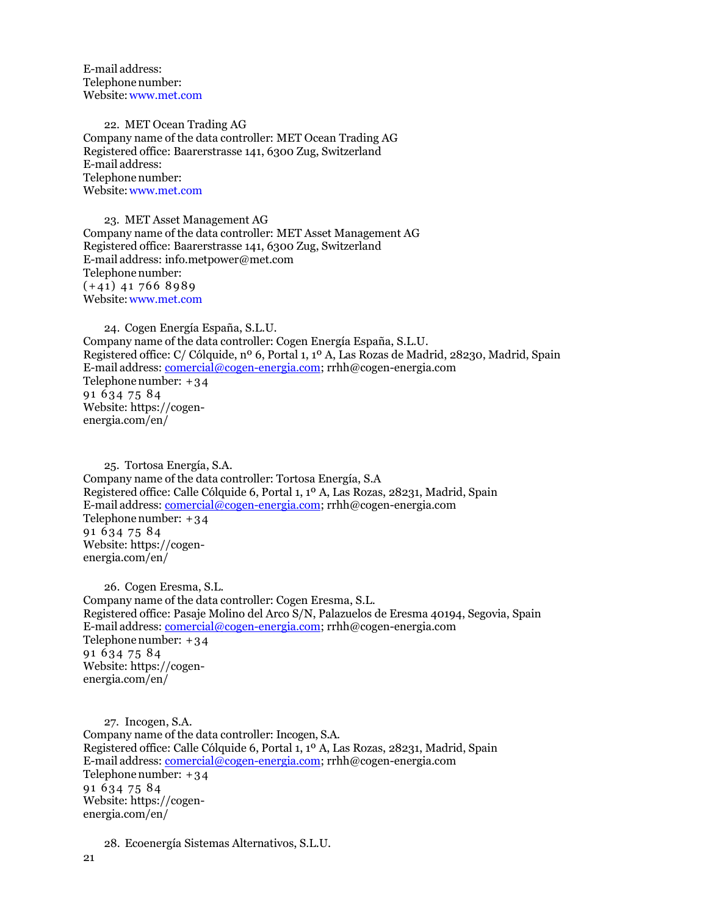E-mail address:
Telephone number:
Website: www.met.com

22. MET Ocean Trading AG

Company name of the data controller: MET Ocean Trading AG
Registered office: Baarerstrasse 141, 6300 Zug, Switzerland
E-mail address:
Telephone number:
Website: www.met.com

23. MET Asset Management AG

Company name of the data controller: MET Asset Management AG
Registered office: Baarerstrasse 141, 6300 Zug, Switzerland
E-mail address: info.metpower@met.com
Telephone number:
(+41) 41 766 8989
Website: www.met.com

24. Cogen Energía España, S.L.U.

Company name of the data controller: Cogen Energía España, S.L.U.
Registered office: C/ Cólquide, nº 6, Portal 1, 1º A, Las Rozas de Madrid, 28230, Madrid, Spain
E-mail address: comercial@cogen-energia.com; rrhh@cogen-energia.com
Telephone number: +34
91 634 75 84
Website: https://cogen-energia.com/en/

25. Tortosa Energía, S.A.

Company name of the data controller: Tortosa Energía, S.A
Registered office: Calle Cólquide 6, Portal 1, 1º A, Las Rozas, 28231, Madrid, Spain
E-mail address: comercial@cogen-energia.com; rrhh@cogen-energia.com
Telephone number: +34
91 634 75 84
Website: https://cogen-energia.com/en/

26. Cogen Eresma, S.L.

Company name of the data controller: Cogen Eresma, S.L.
Registered office: Pasaje Molino del Arco S/N, Palazuelos de Eresma 40194, Segovia, Spain
E-mail address: comercial@cogen-energia.com; rrhh@cogen-energia.com
Telephone number: +34
91 634 75 84
Website: https://cogen-energia.com/en/

27. Incogen, S.A.

Company name of the data controller: Incogen, S.A.
Registered office: Calle Cólquide 6, Portal 1, 1º A, Las Rozas, 28231, Madrid, Spain
E-mail address: comercial@cogen-energia.com; rrhh@cogen-energia.com
Telephone number: +34
91 634 75 84
Website: https://cogen-energia.com/en/

28. Ecoenergía Sistemas Alternativos, S.L.U.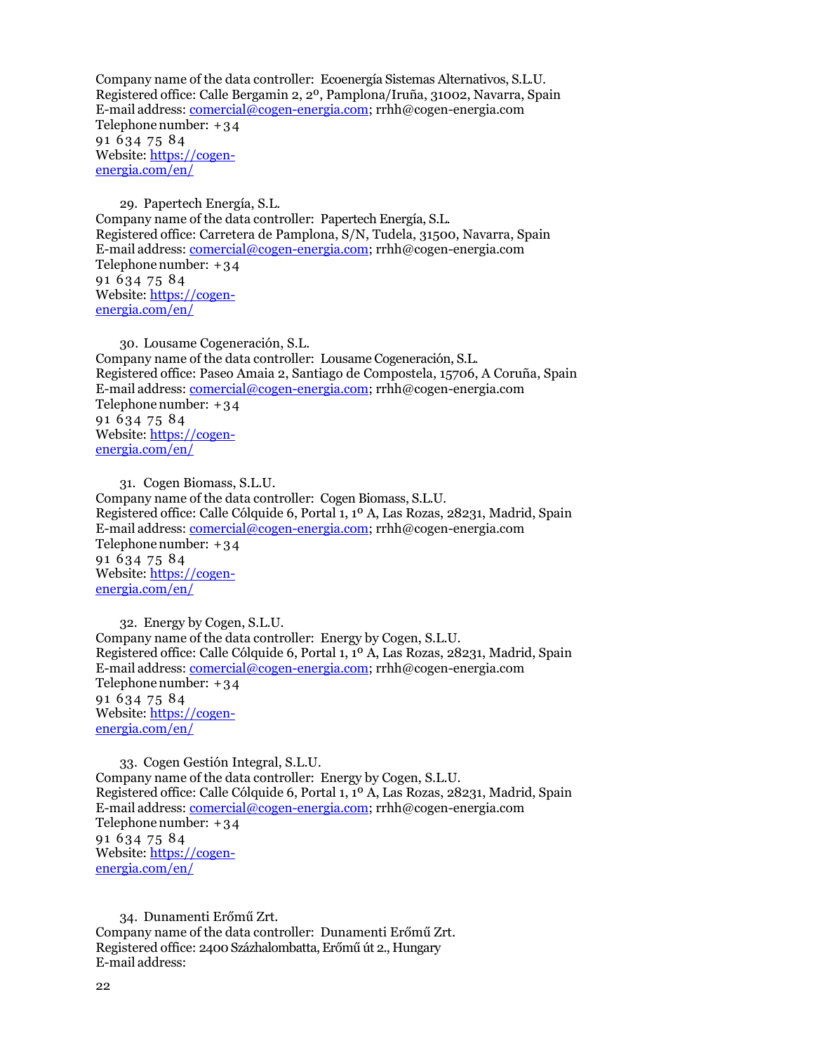Company name of the data controller: Ecoenergía Sistemas Alternativos, S.L.U.
Registered office: Calle Bergamin 2, 2º, Pamplona/Iruña, 31002, Navarra, Spain
E-mail address: comercial@cogen-energia.com; rrhh@cogen-energia.com
Telephone number: +34
91 634 75 84
Website: https://cogen-energia.com/en/

29. Papertech Energía, S.L.

Company name of the data controller: Papertech Energía, S.L.
Registered office: Carretera de Pamplona, S/N, Tudela, 31500, Navarra, Spain
E-mail address: comercial@cogen-energia.com; rrhh@cogen-energia.com
Telephone number: +34
91 634 75 84
Website: https://cogen-energia.com/en/

30. Lousame Cogeneración, S.L.

Company name of the data controller: Lousame Cogeneración, S.L.
Registered office: Paseo Amaia 2, Santiago de Compostela, 15706, A Coruña, Spain
E-mail address: comercial@cogen-energia.com; rrhh@cogen-energia.com
Telephone number: +34
91 634 75 84
Website: https://cogen-energia.com/en/

31. Cogen Biomass, S.L.U.

Company name of the data controller: Cogen Biomass, S.L.U.
Registered office: Calle Cólquide 6, Portal 1, 1º A, Las Rozas, 28231, Madrid, Spain
E-mail address: comercial@cogen-energia.com; rrhh@cogen-energia.com
Telephone number: +34
91 634 75 84
Website: https://cogen-energia.com/en/

32. Energy by Cogen, S.L.U.

Company name of the data controller: Energy by Cogen, S.L.U.
Registered office: Calle Cólquide 6, Portal 1, 1º A, Las Rozas, 28231, Madrid, Spain
E-mail address: comercial@cogen-energia.com; rrhh@cogen-energia.com
Telephone number: +34
91 634 75 84
Website: https://cogen-energia.com/en/

33. Cogen Gestión Integral, S.L.U.

Company name of the data controller: Energy by Cogen, S.L.U.
Registered office: Calle Cólquide 6, Portal 1, 1º A, Las Rozas, 28231, Madrid, Spain
E-mail address: comercial@cogen-energia.com; rrhh@cogen-energia.com
Telephone number: +34
91 634 75 84
Website: https://cogen-energia.com/en/

34. Dunamenti Erőmű Zrt.

Company name of the data controller: Dunamenti Erőmű Zrt.
Registered office: 2400 Százhalombatta, Erőmű út 2., Hungary
E-mail address: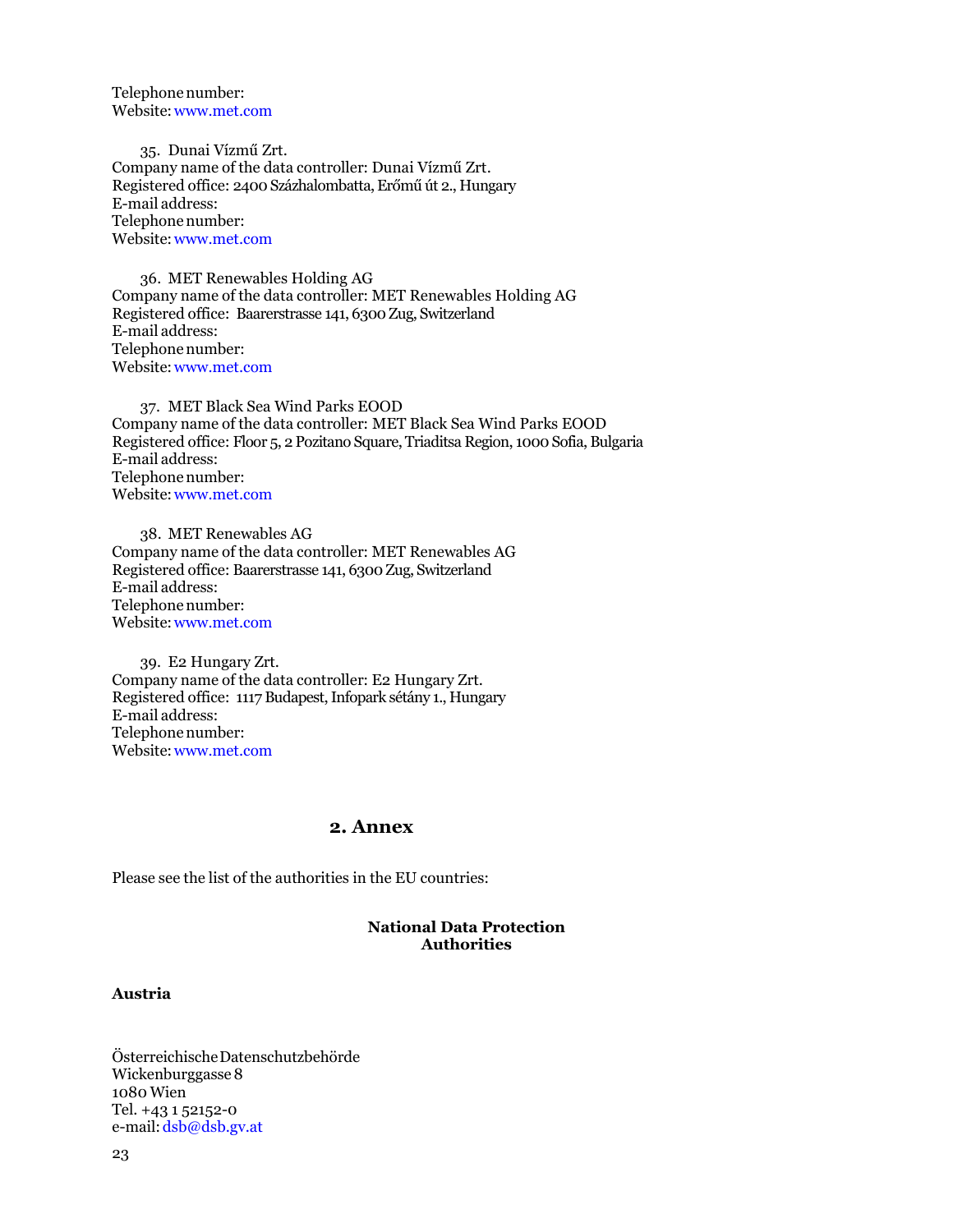Telephone number:
Website: www.met.com

35. Dunai Vízmű Zrt.
Company name of the data controller: Dunai Vízmű Zrt.
Registered office: 2400 Százhalombatta, Erőmű út 2., Hungary
E-mail address:
Telephone number:
Website: www.met.com

36. MET Renewables Holding AG
Company name of the data controller: MET Renewables Holding AG
Registered office: Baarerstrasse 141, 6300 Zug, Switzerland
E-mail address:
Telephone number:
Website: www.met.com

37. MET Black Sea Wind Parks EOOD
Company name of the data controller: MET Black Sea Wind Parks EOOD
Registered office: Floor 5, 2 Pozitano Square, Triaditsa Region, 1000 Sofia, Bulgaria
E-mail address:
Telephone number:
Website: www.met.com

38. MET Renewables AG
Company name of the data controller: MET Renewables AG
Registered office: Baarerstrasse 141, 6300 Zug, Switzerland
E-mail address:
Telephone number:
Website: www.met.com

39. E2 Hungary Zrt.
Company name of the data controller: E2 Hungary Zrt.
Registered office: 1117 Budapest, Infopark sétány 1., Hungary
E-mail address:
Telephone number:
Website: www.met.com

## 2. Annex

Please see the list of the authorities in the EU countries:

**National Data Protection Authorities**

**Austria**

Österreichische Datenschutzbehörde
Wickenburggasse 8
1080 Wien
Tel. +43 1 52152-0
e-mail: dsb@dsb.gv.at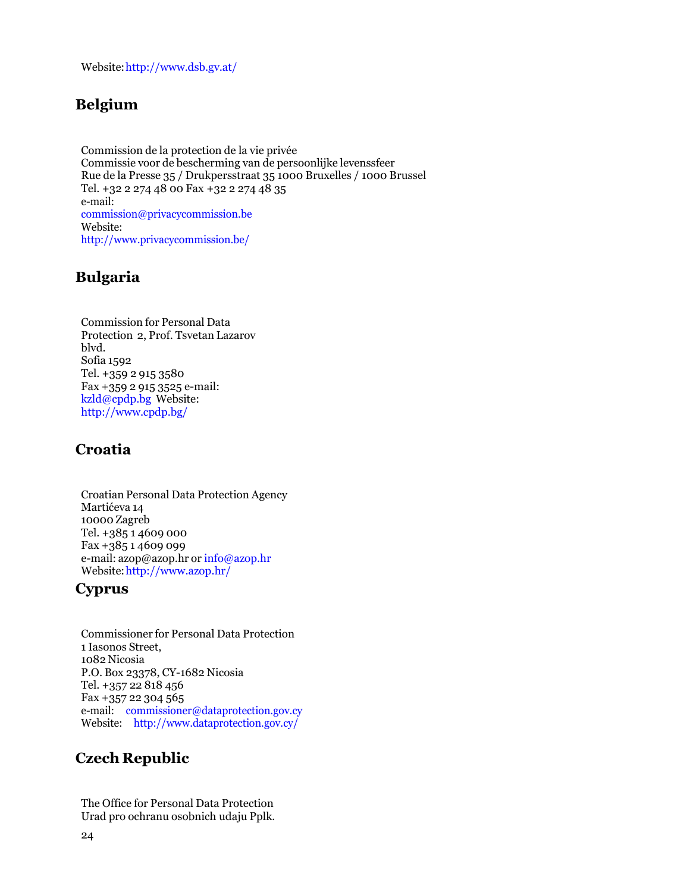Website: http://www.dsb.gv.at/

## Belgium

Commission de la protection de la vie privée
Commissie voor de bescherming van de persoonlijke levenssfeer
Rue de la Presse 35 / Drukpersstraat 35 1000 Bruxelles / 1000 Brussel
Tel. +32 2 274 48 00 Fax +32 2 274 48 35
e-mail:
commission@privacycommission.be
Website:
http://www.privacycommission.be/

## Bulgaria

Commission for Personal Data
Protection 2, Prof. Tsvetan Lazarov
blvd.
Sofia 1592
Tel. +359 2 915 3580
Fax +359 2 915 3525 e-mail:
kzld@cpdp.bg Website:
http://www.cpdp.bg/

## Croatia

Croatian Personal Data Protection Agency
Martićeva 14
10000 Zagreb
Tel. +385 1 4609 000
Fax +385 1 4609 099
e-mail: azop@azop.hr or info@azop.hr
Website: http://www.azop.hr/

## Cyprus

Commissioner for Personal Data Protection
1 Iasonos Street,
1082 Nicosia
P.O. Box 23378, CY-1682 Nicosia
Tel. +357 22 818 456
Fax +357 22 304 565
e-mail: commissioner@dataprotection.gov.cy
Website: http://www.dataprotection.gov.cy/

## Czech Republic

The Office for Personal Data Protection
Urad pro ochranu osobnich udaju Pplk.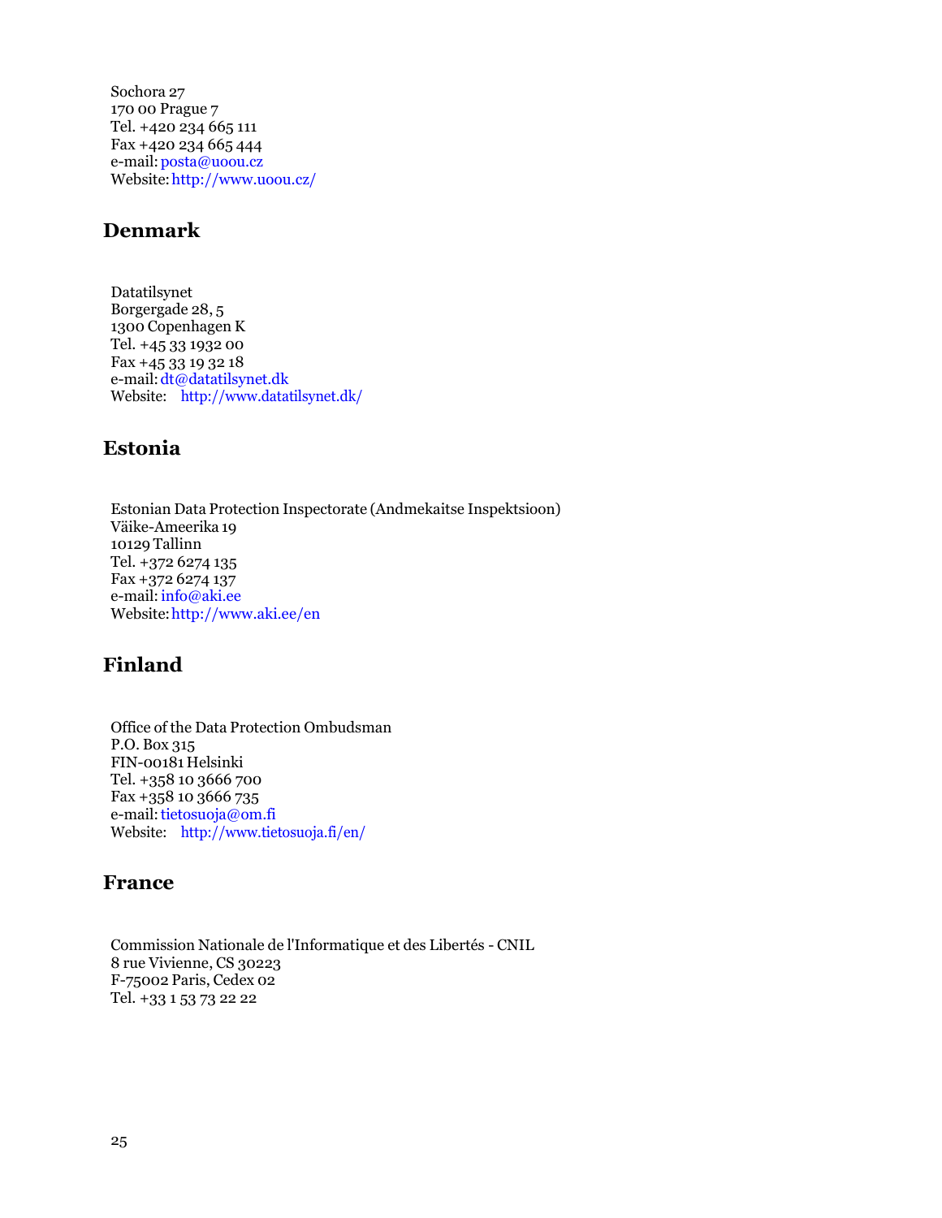Sochora 27
170 00 Prague 7
Tel. +420 234 665 111
Fax +420 234 665 444
e-mail: posta@uoou.cz
Website: http://www.uoou.cz/

## Denmark

Datatilsynet
Borgergade 28, 5
1300 Copenhagen K
Tel. +45 33 1932 00
Fax +45 33 19 32 18
e-mail: dt@datatilsynet.dk
Website: http://www.datatilsynet.dk/

## Estonia

Estonian Data Protection Inspectorate (Andmekaitse Inspektsioon)
Väike-Ameerika 19
10129 Tallinn
Tel. +372 6274 135
Fax +372 6274 137
e-mail: info@aki.ee
Website: http://www.aki.ee/en

## Finland

Office of the Data Protection Ombudsman
P.O. Box 315
FIN-00181 Helsinki
Tel. +358 10 3666 700
Fax +358 10 3666 735
e-mail: tietosuoja@om.fi
Website: http://www.tietosuoja.fi/en/

## France

Commission Nationale de l'Informatique et des Libertés - CNIL
8 rue Vivienne, CS 30223
F-75002 Paris, Cedex 02
Tel. +33 1 53 73 22 22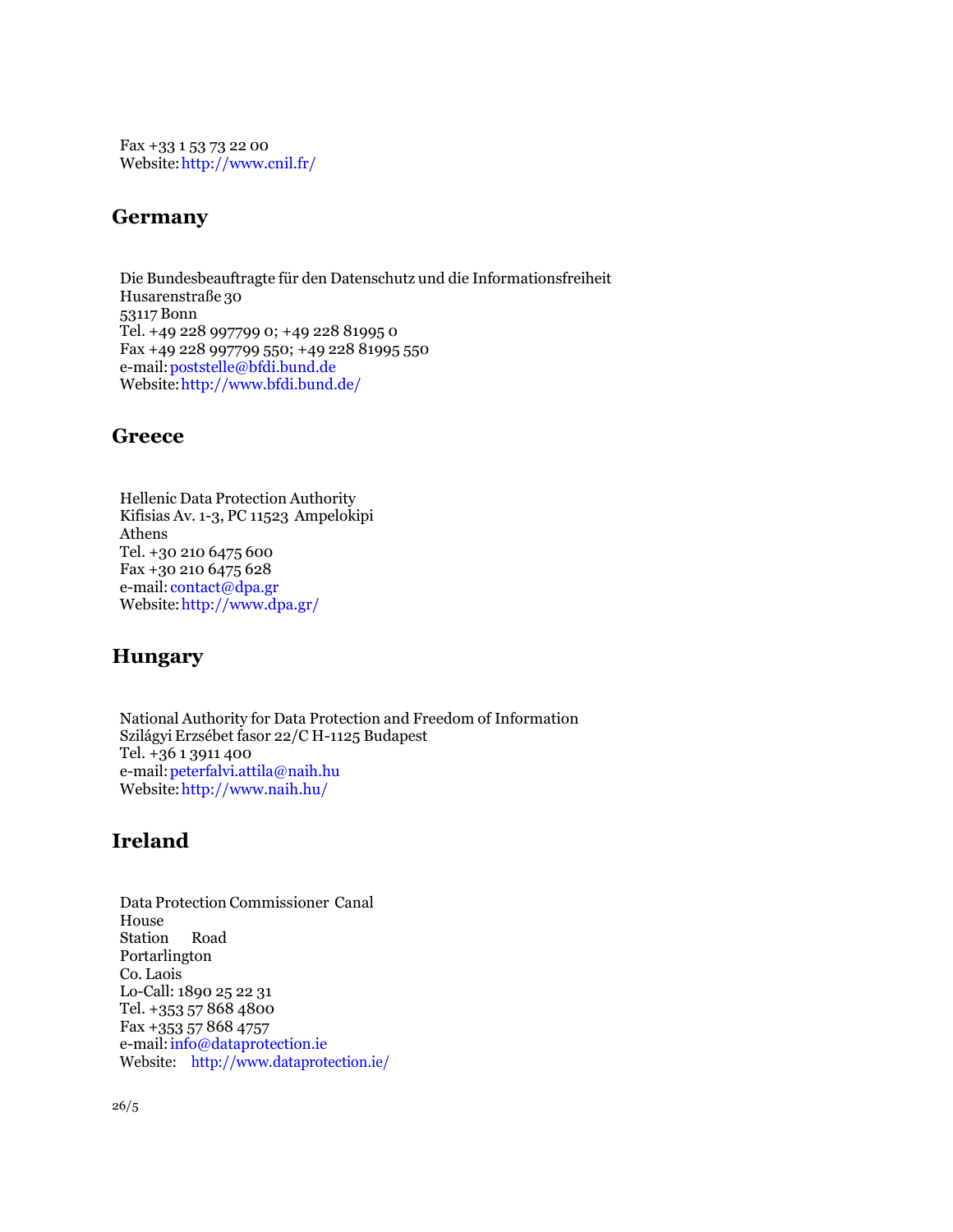Fax +33 1 53 73 22 00
Website: http://www.cnil.fr/

## Germany

Die Bundesbeauftragte für den Datenschutz und die Informationsfreiheit
Husarenstraße 30
53117 Bonn
Tel. +49 228 997799 0; +49 228 81995 0
Fax +49 228 997799 550; +49 228 81995 550
e-mail: poststelle@bfdi.bund.de
Website: http://www.bfdi.bund.de/

## Greece

Hellenic Data Protection Authority
Kifisias Av. 1-3, PC 11523 Ampelokipi
Athens
Tel. +30 210 6475 600
Fax +30 210 6475 628
e-mail: contact@dpa.gr
Website: http://www.dpa.gr/

## Hungary

National Authority for Data Protection and Freedom of Information
Szilágyi Erzsébet fasor 22/C H-1125 Budapest
Tel. +36 1 3911 400
e-mail: peterfalvi.attila@naih.hu
Website: http://www.naih.hu/

## Ireland

Data Protection Commissioner Canal
House
Station Road
Portarlington
Co. Laois
Lo-Call: 1890 25 22 31
Tel. +353 57 868 4800
Fax +353 57 868 4757
e-mail: info@dataprotection.ie
Website: http://www.dataprotection.ie/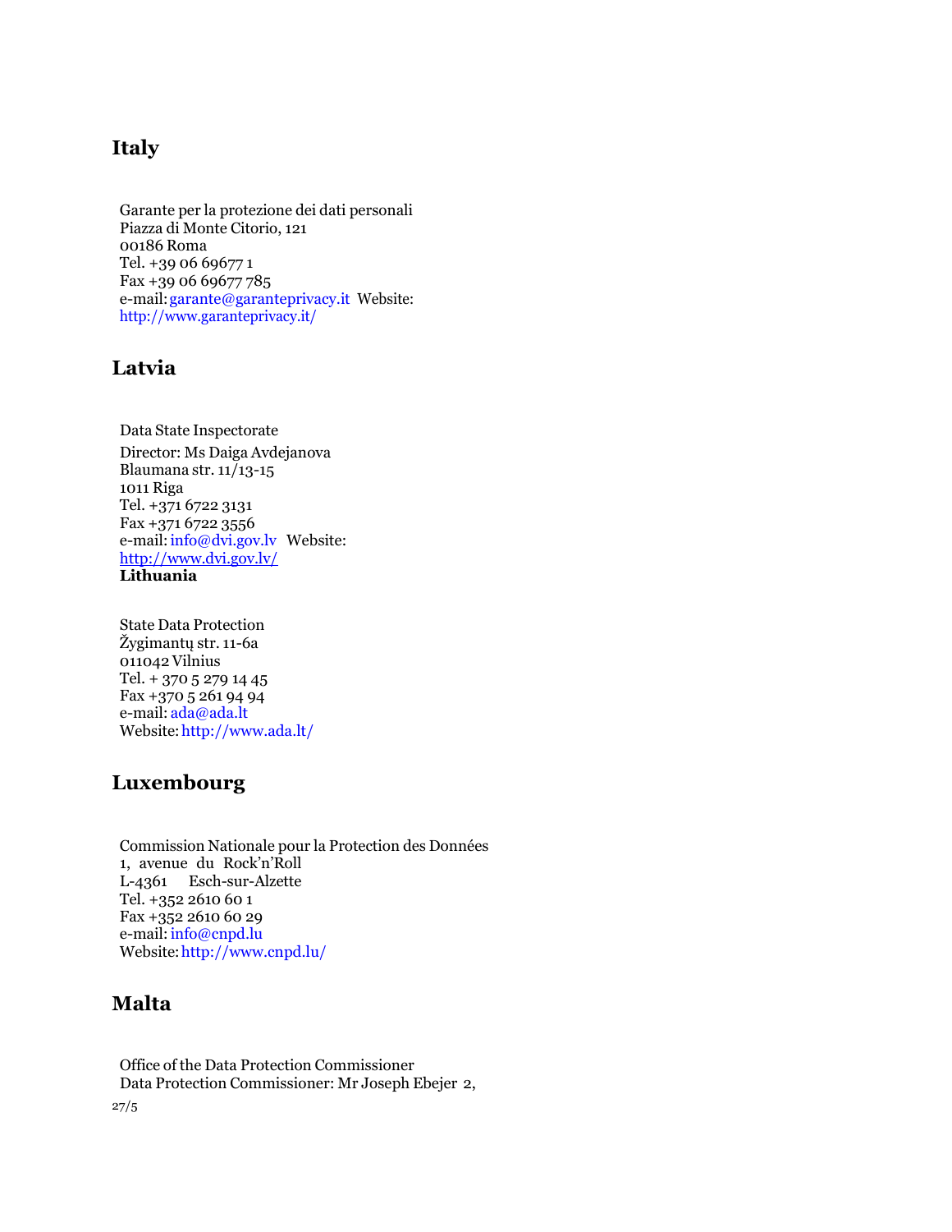## Italy

Garante per la protezione dei dati personali
Piazza di Monte Citorio, 121
00186 Roma
Tel. +39 06 69677 1
Fax +39 06 69677 785
e-mail: garante@garanteprivacy.it Website:
http://www.garanteprivacy.it/

## Latvia

Data State Inspectorate
Director: Ms Daiga Avdejanova
Blaumana str. 11/13-15
1011 Riga
Tel. +371 6722 3131
Fax +371 6722 3556
e-mail: info@dvi.gov.lv Website:
http://www.dvi.gov.lv/

## Lithuania

State Data Protection
Žygimantų str. 11-6a
011042 Vilnius
Tel. + 370 5 279 14 45
Fax +370 5 261 94 94
e-mail: ada@ada.lt
Website: http://www.ada.lt/

## Luxembourg

Commission Nationale pour la Protection des Données
1, avenue du Rock'n'Roll
L-4361 Esch-sur-Alzette
Tel. +352 2610 60 1
Fax +352 2610 60 29
e-mail: info@cnpd.lu
Website: http://www.cnpd.lu/

## Malta

Office of the Data Protection Commissioner
Data Protection Commissioner: Mr Joseph Ebejer 2,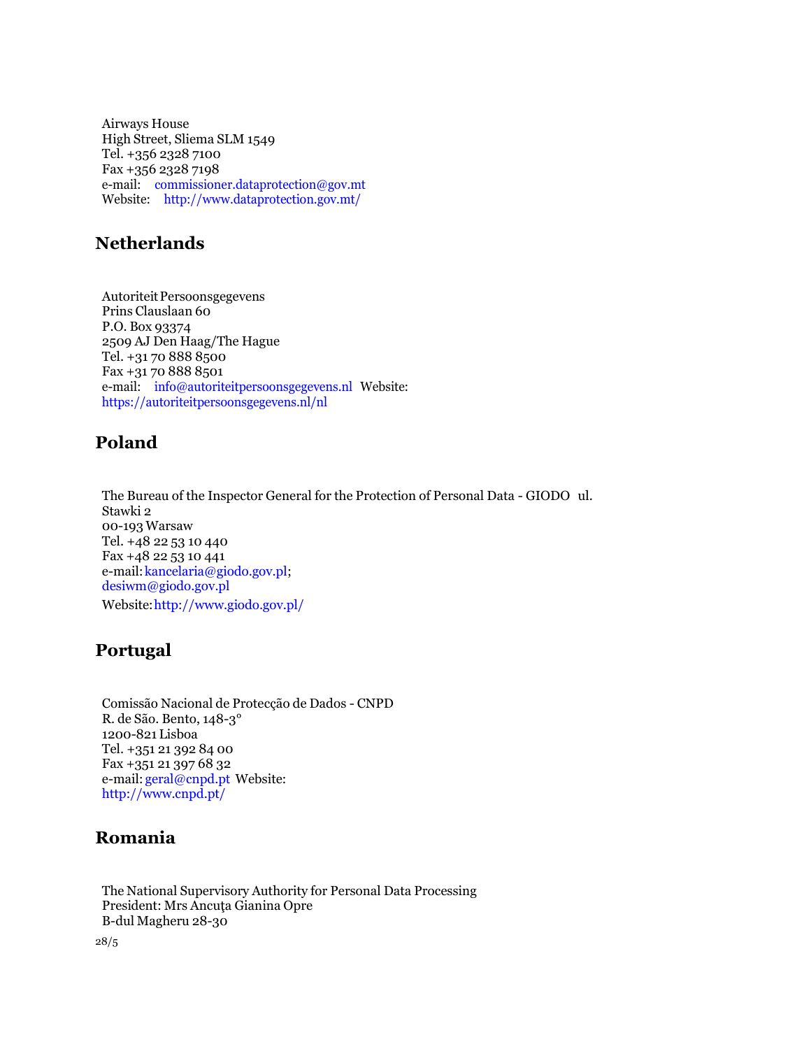Airways House
High Street, Sliema SLM 1549
Tel. +356 2328 7100
Fax +356 2328 7198
e-mail: commissioner.dataprotection@gov.mt
Website: http://www.dataprotection.gov.mt/

## Netherlands

Autoriteit Persoonsgegevens
Prins Clauslaan 60
P.O. Box 93374
2509 AJ Den Haag/The Hague
Tel. +31 70 888 8500
Fax +31 70 888 8501
e-mail: info@autoriteitpersoonsgegevens.nl Website:
https://autoriteitpersoonsgegevens.nl/nl

## Poland

The Bureau of the Inspector General for the Protection of Personal Data - GIODO ul.
Stawki 2
00-193 Warsaw
Tel. +48 22 53 10 440
Fax +48 22 53 10 441
e-mail: kancelaria@giodo.gov.pl;
desiwm@giodo.gov.pl
Website: http://www.giodo.gov.pl/

## Portugal

Comissão Nacional de Protecção de Dados - CNPD
R. de São. Bento, 148-3°
1200-821 Lisboa
Tel. +351 21 392 84 00
Fax +351 21 397 68 32
e-mail: geral@cnpd.pt Website:
http://www.cnpd.pt/

## Romania

The National Supervisory Authority for Personal Data Processing
President: Mrs Ancuţa Gianina Opre
B-dul Magheru 28-30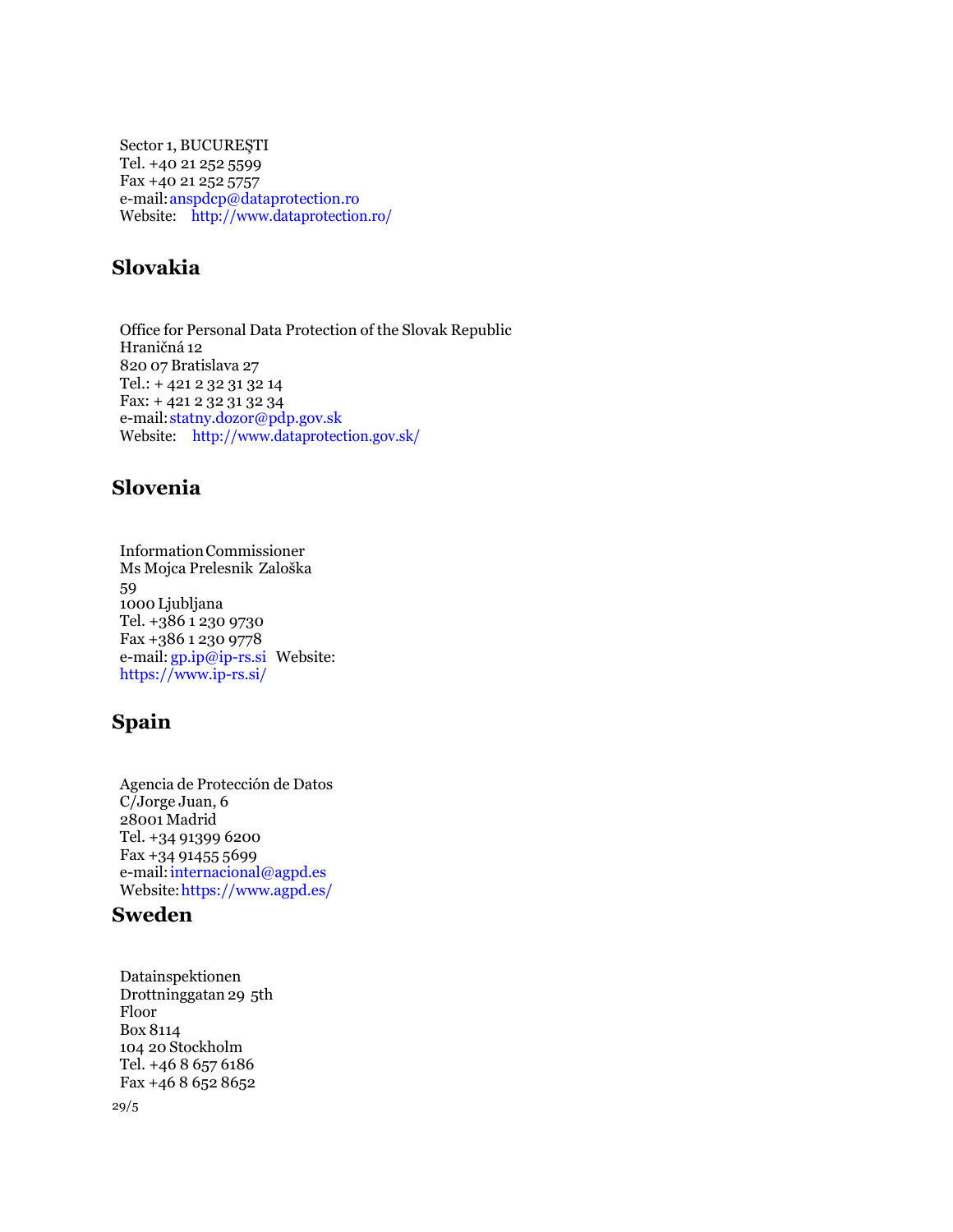Sector 1, BUCUREŞTI
Tel. +40 21 252 5599
Fax +40 21 252 5757
e-mail: anspdcp@dataprotection.ro
Website: http://www.dataprotection.ro/

## Slovakia

Office for Personal Data Protection of the Slovak Republic
Hraničná 12
820 07 Bratislava 27
Tel.: + 421 2 32 31 32 14
Fax: + 421 2 32 31 32 34
e-mail: statny.dozor@pdp.gov.sk
Website: http://www.dataprotection.gov.sk/

## Slovenia

Information Commissioner
Ms Mojca Prelesnik Zaloška
59
1000 Ljubljana
Tel. +386 1 230 9730
Fax +386 1 230 9778
e-mail: gp.ip@ip-rs.si Website:
https://www.ip-rs.si/

## Spain

Agencia de Protección de Datos
C/Jorge Juan, 6
28001 Madrid
Tel. +34 91399 6200
Fax +34 91455 5699
e-mail: internacional@agpd.es
Website: https://www.agpd.es/

## Sweden

Datainspektionen
Drottninggatan 29 5th
Floor
Box 8114
104 20 Stockholm
Tel. +46 8 657 6186
Fax +46 8 652 8652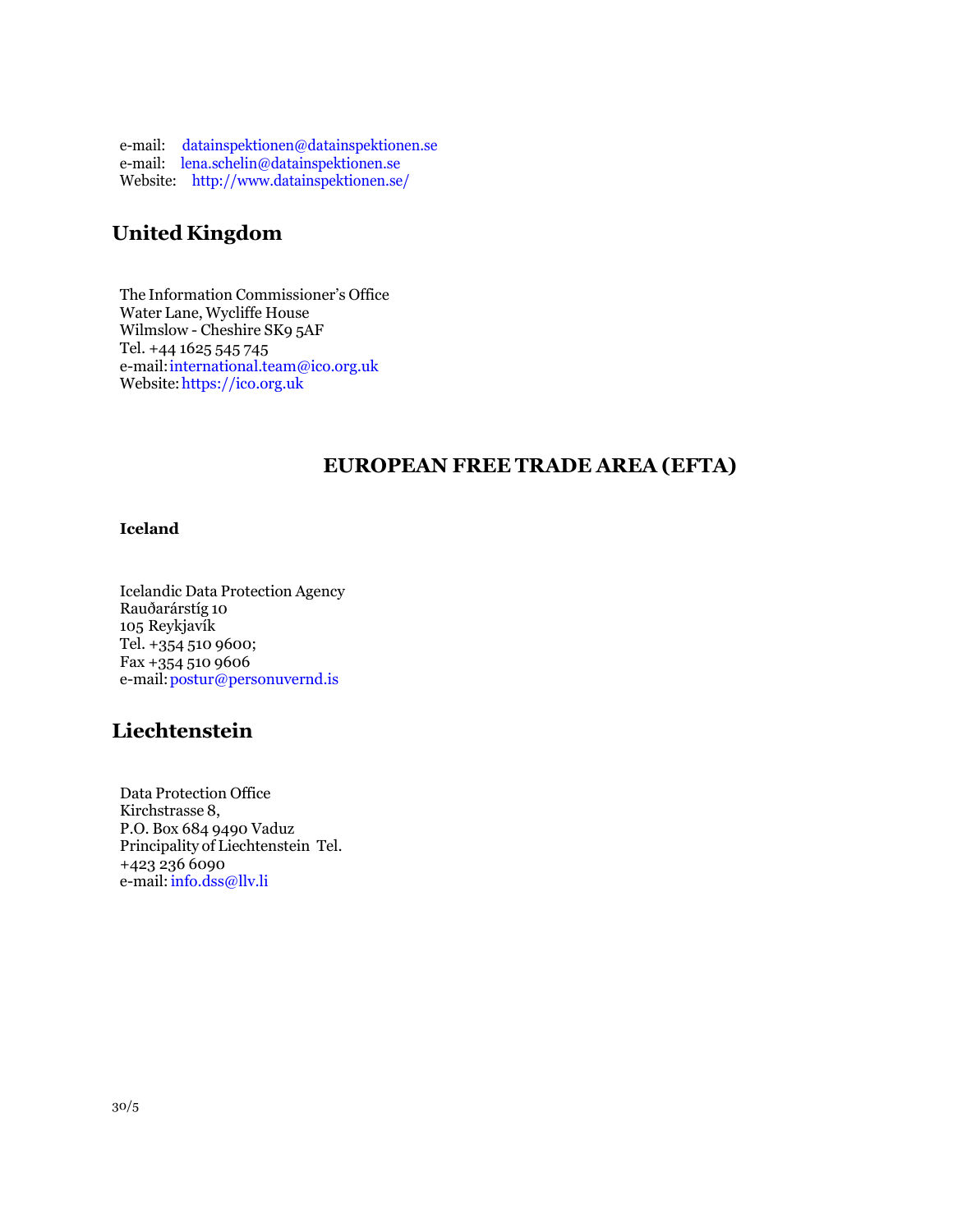e-mail: datainspektionen@datainspektionen.se
e-mail: lena.schelin@datainspektionen.se
Website: http://www.datainspektionen.se/

## United Kingdom

The Information Commissioner's Office
Water Lane, Wycliffe House
Wilmslow - Cheshire SK9 5AF
Tel. +44 1625 545 745
e-mail: international.team@ico.org.uk
Website: https://ico.org.uk

# EUROPEAN FREE TRADE AREA (EFTA)

**Iceland**

Icelandic Data Protection Agency
Rauðarárstíg 10
105 Reykjavík
Tel. +354 510 9600;
Fax +354 510 9606
e-mail: postur@personuvernd.is

## Liechtenstein

Data Protection Office
Kirchstrasse 8,
P.O. Box 684 9490 Vaduz
Principality of Liechtenstein Tel.
+423 236 6090
e-mail: info.dss@llv.li